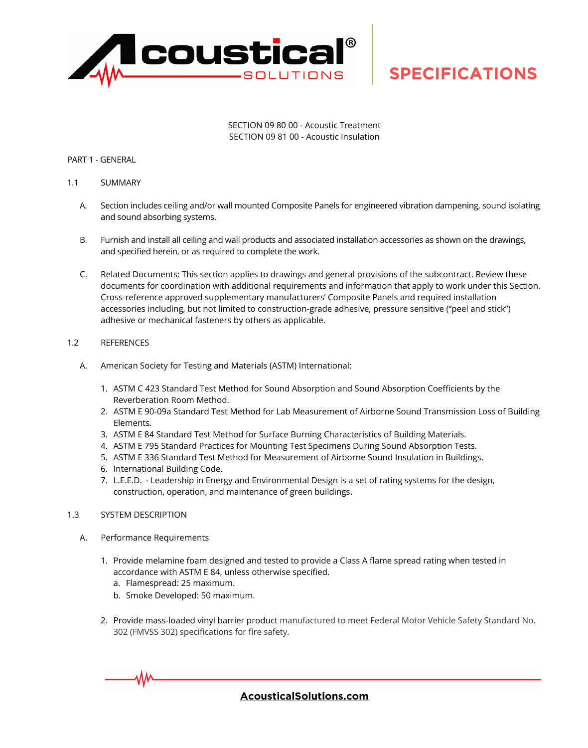SECTION 09 80 00 - Acoustic Treatment
SECTION 09 81 00 - Acoustic Insulation

PART 1 - GENERAL

1.1 SUMMARY

A. Section includes ceiling and/or wall mounted Composite Panels for engineered vibration dampening, sound isolating and sound absorbing systems.

B. Furnish and install all ceiling and wall products and associated installation accessories as shown on the drawings, and specified herein, or as required to complete the work.

C. Related Documents: This section applies to drawings and general provisions of the subcontract. Review these documents for coordination with additional requirements and information that apply to work under this Section. Cross-reference approved supplementary manufacturers' Composite Panels and required installation accessories including, but not limited to construction-grade adhesive, pressure sensitive ("peel and stick") adhesive or mechanical fasteners by others as applicable.

1.2 REFERENCES

A. American Society for Testing and Materials (ASTM) International:

1. ASTM C 423 Standard Test Method for Sound Absorption and Sound Absorption Coefficients by the Reverberation Room Method.
2. ASTM E 90-09a Standard Test Method for Lab Measurement of Airborne Sound Transmission Loss of Building Elements.
3. ASTM E 84 Standard Test Method for Surface Burning Characteristics of Building Materials.
4. ASTM E 795 Standard Practices for Mounting Test Specimens During Sound Absorption Tests.
5. ASTM E 336 Standard Test Method for Measurement of Airborne Sound Insulation in Buildings.
6. International Building Code.
7. L.E.E.D. - Leadership in Energy and Environmental Design is a set of rating systems for the design, construction, operation, and maintenance of green buildings.

1.3 SYSTEM DESCRIPTION

A. Performance Requirements

1. Provide melamine foam designed and tested to provide a Class A flame spread rating when tested in accordance with ASTM E 84, unless otherwise specified.
   a. Flamespread: 25 maximum.
   b. Smoke Developed: 50 maximum.

2. Provide mass-loaded vinyl barrier product manufactured to meet Federal Motor Vehicle Safety Standard No. 302 (FMVSS 302) specifications for fire safety.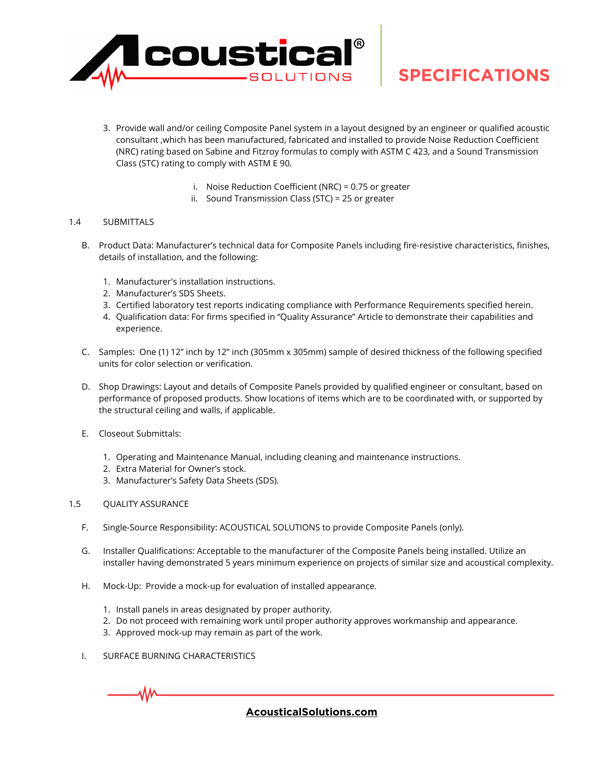3. Provide wall and/or ceiling Composite Panel system in a layout designed by an engineer or qualified acoustic consultant ,which has been manufactured, fabricated and installed to provide Noise Reduction Coefficient (NRC) rating based on Sabine and Fitzroy formulas to comply with ASTM C 423, and a Sound Transmission Class (STC) rating to comply with ASTM E 90.

   i. Noise Reduction Coefficient (NRC) = 0.75 or greater
   ii. Sound Transmission Class (STC) = 25 or greater

1.4 SUBMITTALS

B. Product Data: Manufacturer's technical data for Composite Panels including fire-resistive characteristics, finishes, details of installation, and the following:

1. Manufacturer's installation instructions.
2. Manufacturer's SDS Sheets.
3. Certified laboratory test reports indicating compliance with Performance Requirements specified herein.
4. Qualification data: For firms specified in "Quality Assurance" Article to demonstrate their capabilities and experience.

C. Samples: One (1) 12" inch by 12" inch (305mm x 305mm) sample of desired thickness of the following specified units for color selection or verification.

D. Shop Drawings: Layout and details of Composite Panels provided by qualified engineer or consultant, based on performance of proposed products. Show locations of items which are to be coordinated with, or supported by the structural ceiling and walls, if applicable.

E. Closeout Submittals:

1. Operating and Maintenance Manual, including cleaning and maintenance instructions.
2. Extra Material for Owner's stock.
3. Manufacturer's Safety Data Sheets (SDS).

1.5 QUALITY ASSURANCE

F. Single-Source Responsibility: ACOUSTICAL SOLUTIONS to provide Composite Panels (only).

G. Installer Qualifications: Acceptable to the manufacturer of the Composite Panels being installed. Utilize an installer having demonstrated 5 years minimum experience on projects of similar size and acoustical complexity.

H. Mock-Up: Provide a mock-up for evaluation of installed appearance.

1. Install panels in areas designated by proper authority.
2. Do not proceed with remaining work until proper authority approves workmanship and appearance.
3. Approved mock-up may remain as part of the work.

I. SURFACE BURNING CHARACTERISTICS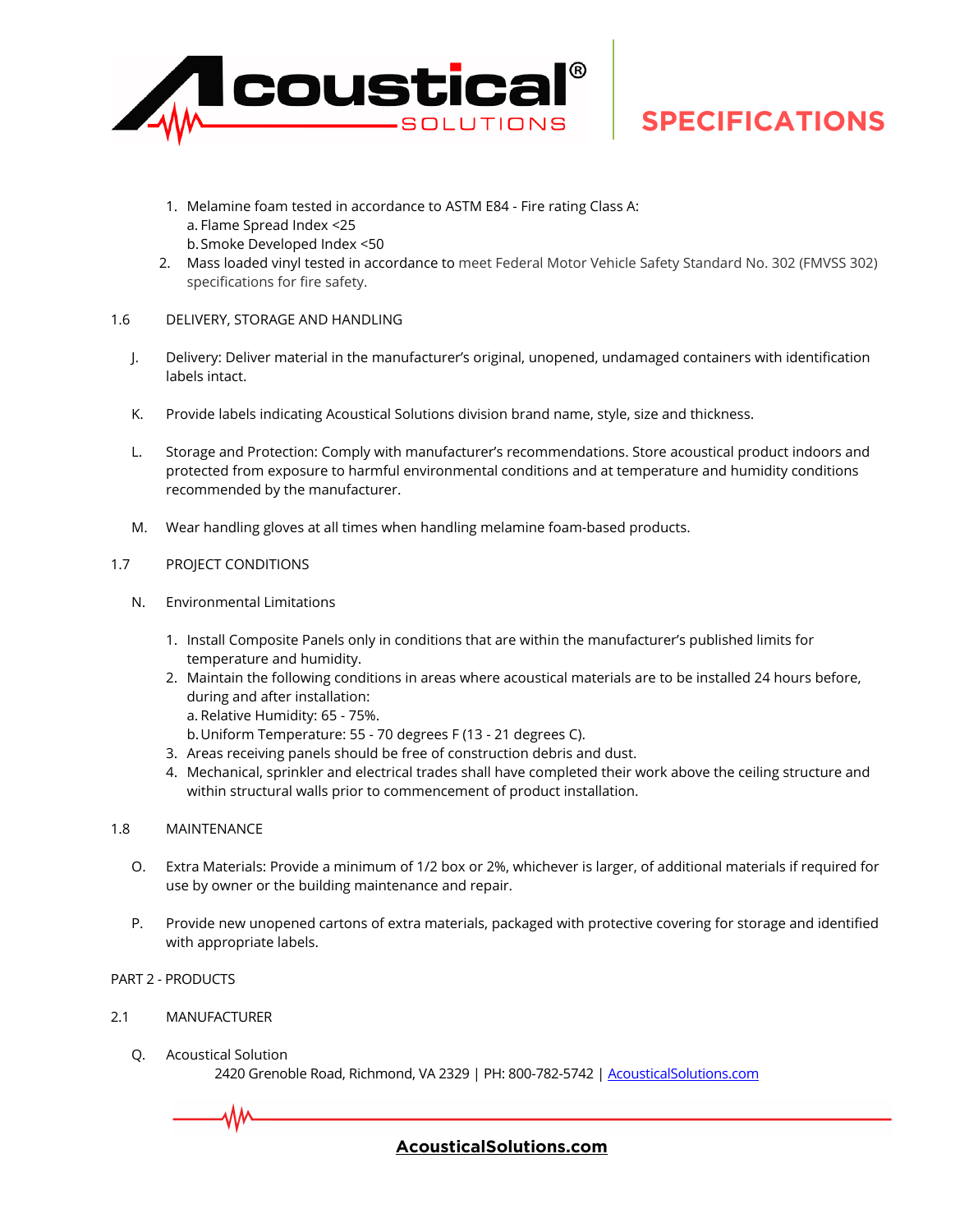1. Melamine foam tested in accordance to ASTM E84 - Fire rating Class A:
   a. Flame Spread Index <25
   b. Smoke Developed Index <50
2. Mass loaded vinyl tested in accordance to meet Federal Motor Vehicle Safety Standard No. 302 (FMVSS 302) specifications for fire safety.

1.6 DELIVERY, STORAGE AND HANDLING

J. Delivery: Deliver material in the manufacturer's original, unopened, undamaged containers with identification labels intact.

K. Provide labels indicating Acoustical Solutions division brand name, style, size and thickness.

L. Storage and Protection: Comply with manufacturer's recommendations. Store acoustical product indoors and protected from exposure to harmful environmental conditions and at temperature and humidity conditions recommended by the manufacturer.

M. Wear handling gloves at all times when handling melamine foam-based products.

1.7 PROJECT CONDITIONS

N. Environmental Limitations

1. Install Composite Panels only in conditions that are within the manufacturer's published limits for temperature and humidity.
2. Maintain the following conditions in areas where acoustical materials are to be installed 24 hours before, during and after installation:
   a. Relative Humidity: 65 - 75%.
   b. Uniform Temperature: 55 - 70 degrees F (13 - 21 degrees C).
3. Areas receiving panels should be free of construction debris and dust.
4. Mechanical, sprinkler and electrical trades shall have completed their work above the ceiling structure and within structural walls prior to commencement of product installation.

1.8 MAINTENANCE

O. Extra Materials: Provide a minimum of 1/2 box or 2%, whichever is larger, of additional materials if required for use by owner or the building maintenance and repair.

P. Provide new unopened cartons of extra materials, packaged with protective covering for storage and identified with appropriate labels.

PART 2 - PRODUCTS

2.1 MANUFACTURER

Q. Acoustical Solution
   2420 Grenoble Road, Richmond, VA 2329 | PH: 800-782-5742 | [AcousticalSolutions.com](https://AcousticalSolutions.com)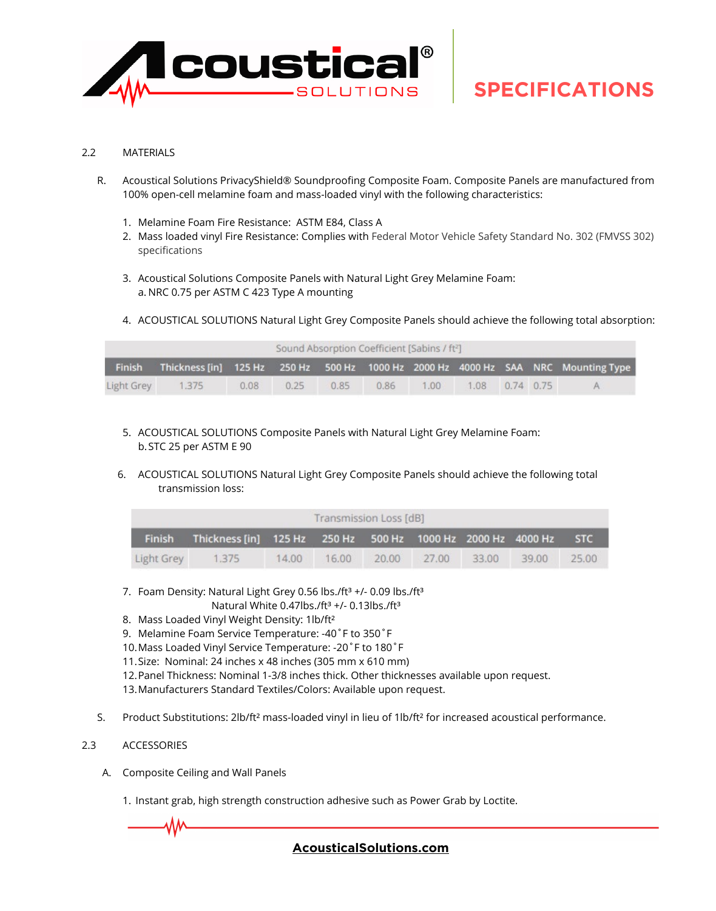2.2 MATERIALS

R. Acoustical Solutions PrivacyShield® Soundproofing Composite Foam. Composite Panels are manufactured from 100% open-cell melamine foam and mass-loaded vinyl with the following characteristics:

1. Melamine Foam Fire Resistance: ASTM E84, Class A
2. Mass loaded vinyl Fire Resistance: Complies with Federal Motor Vehicle Safety Standard No. 302 (FMVSS 302) specifications

3. Acoustical Solutions Composite Panels with Natural Light Grey Melamine Foam:
   a. NRC 0.75 per ASTM C 423 Type A mounting

4. ACOUSTICAL SOLUTIONS Natural Light Grey Composite Panels should achieve the following total absorption:

| Sound Absorption Coefficient [Sabins / ft²] | | | | | | | | | | |
|---|---|---|---|---|---|---|---|---|---|---|
| Finish | Thickness [in] | 125 Hz | 250 Hz | 500 Hz | 1000 Hz | 2000 Hz | 4000 Hz | SAA | NRC | Mounting Type |
| Light Grey | 1.375 | 0.08 | 0.25 | 0.85 | 0.86 | 1.00 | 1.08 | 0.74 | 0.75 | A |

5. ACOUSTICAL SOLUTIONS Composite Panels with Natural Light Grey Melamine Foam:
   b. STC 25 per ASTM E 90

6. ACOUSTICAL SOLUTIONS Natural Light Grey Composite Panels should achieve the following total transmission loss:

| Transmission Loss [dB] | | | | | | | | |
|---|---|---|---|---|---|---|---|---|
| Finish | Thickness [in] | 125 Hz | 250 Hz | 500 Hz | 1000 Hz | 2000 Hz | 4000 Hz | STC |
| Light Grey | 1.375 | 14.00 | 16.00 | 20.00 | 27.00 | 33.00 | 39.00 | 25.00 |

7. Foam Density: Natural Light Grey 0.56 lbs./ft³ +/- 0.09 lbs./ft³
   Natural White 0.47lbs./ft³ +/- 0.13lbs./ft³
8. Mass Loaded Vinyl Weight Density: 1lb/ft²
9. Melamine Foam Service Temperature: -40˚F to 350˚F
10. Mass Loaded Vinyl Service Temperature: -20˚F to 180˚F
11. Size: Nominal: 24 inches x 48 inches (305 mm x 610 mm)
12. Panel Thickness: Nominal 1-3/8 inches thick. Other thicknesses available upon request.
13. Manufacturers Standard Textiles/Colors: Available upon request.

S. Product Substitutions: 2lb/ft² mass-loaded vinyl in lieu of 1lb/ft² for increased acoustical performance.

2.3 ACCESSORIES

A. Composite Ceiling and Wall Panels

1. Instant grab, high strength construction adhesive such as Power Grab by Loctite.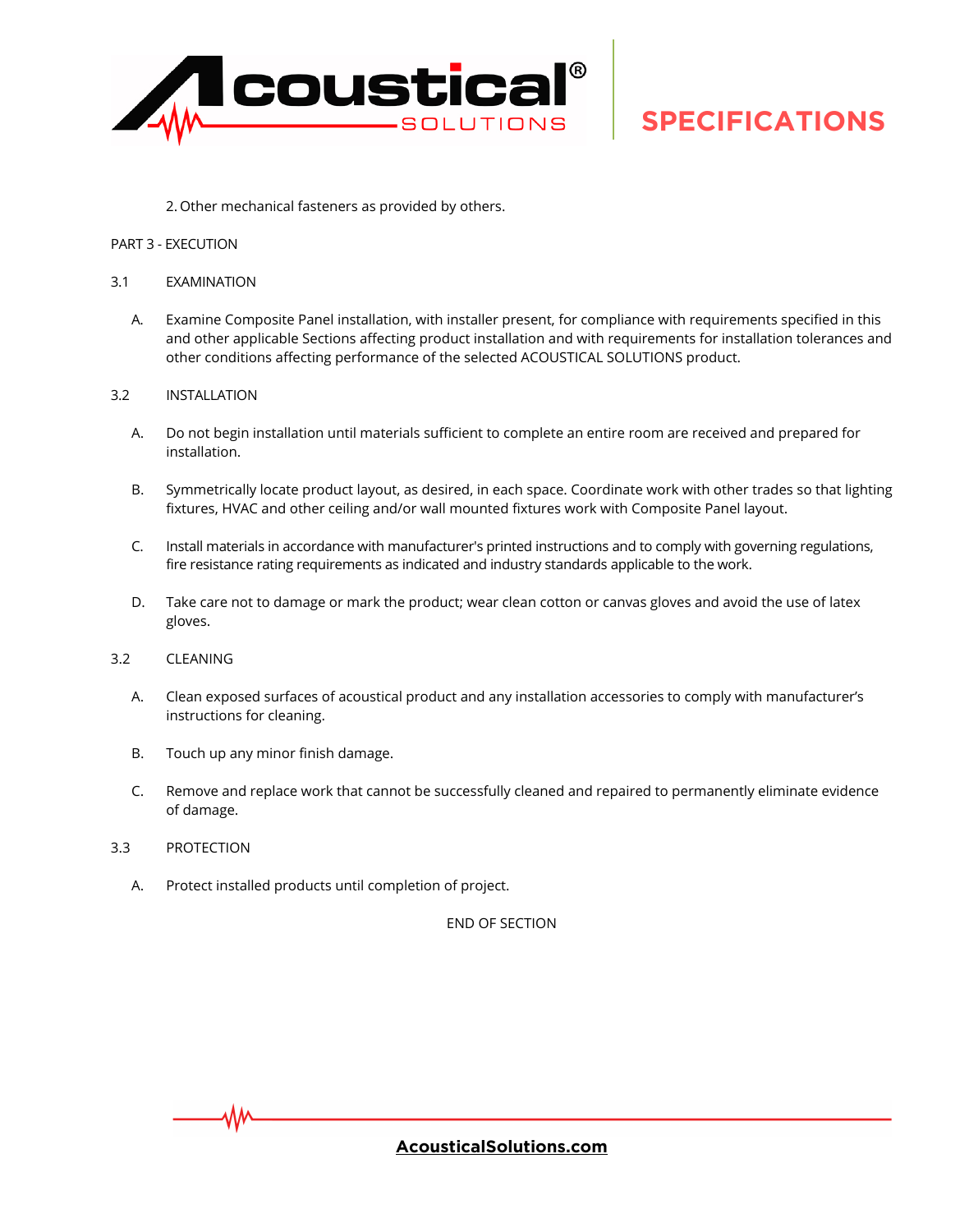2. Other mechanical fasteners as provided by others.

PART 3 - EXECUTION

3.1 EXAMINATION

A. Examine Composite Panel installation, with installer present, for compliance with requirements specified in this and other applicable Sections affecting product installation and with requirements for installation tolerances and other conditions affecting performance of the selected ACOUSTICAL SOLUTIONS product.

3.2 INSTALLATION

A. Do not begin installation until materials sufficient to complete an entire room are received and prepared for installation.

B. Symmetrically locate product layout, as desired, in each space. Coordinate work with other trades so that lighting fixtures, HVAC and other ceiling and/or wall mounted fixtures work with Composite Panel layout.

C. Install materials in accordance with manufacturer's printed instructions and to comply with governing regulations, fire resistance rating requirements as indicated and industry standards applicable to the work.

D. Take care not to damage or mark the product; wear clean cotton or canvas gloves and avoid the use of latex gloves.

3.2 CLEANING

A. Clean exposed surfaces of acoustical product and any installation accessories to comply with manufacturer's instructions for cleaning.

B. Touch up any minor finish damage.

C. Remove and replace work that cannot be successfully cleaned and repaired to permanently eliminate evidence of damage.

3.3 PROTECTION

A. Protect installed products until completion of project.

END OF SECTION